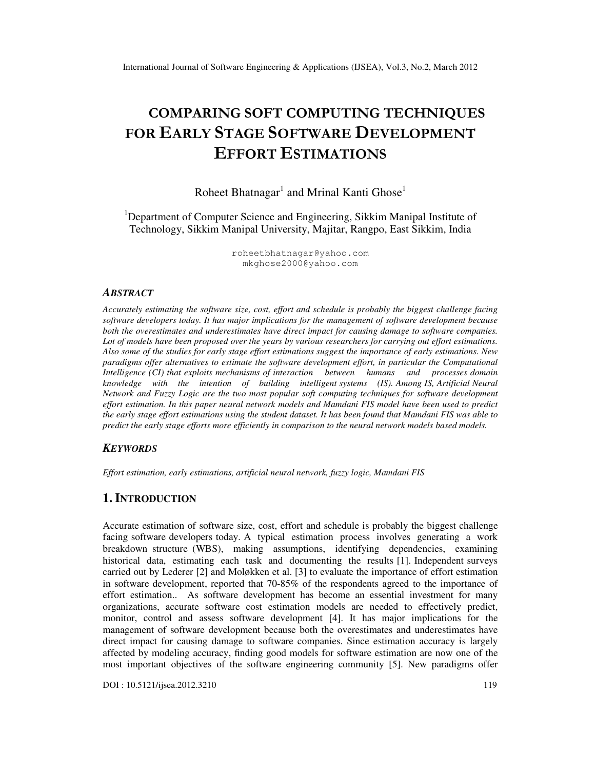# COMPARING SOFT COMPUTING TECHNIQUES FOR EARLY STAGE SOFTWARE DEVELOPMENT EFFORT ESTIMATIONS

Roheet Bhatnagar[1] and Mrinal Kanti Ghose[1]

[1]Department of Computer Science and Engineering, Sikkim Manipal Institute of Technology, Sikkim Manipal University, Majitar, Rangpo, East Sikkim, India

roheetbhatnagar@yahoo.com
mkghose2000@yahoo.com

### *ABSTRACT*

*Accurately estimating the software size, cost, effort and schedule is probably the biggest challenge facing software developers today. It has major implications for the management of software development because both the overestimates and underestimates have direct impact for causing damage to software companies. Lot of models have been proposed over the years by various researchers for carrying out effort estimations. Also some of the studies for early stage effort estimations suggest the importance of early estimations. New paradigms offer alternatives to estimate the software development effort, in particular the Computational Intelligence (CI) that exploits mechanisms of interaction between humans and processes domain knowledge with the intention of building intelligent systems (IS). Among IS, Artificial Neural Network and Fuzzy Logic are the two most popular soft computing techniques for software development effort estimation. In this paper neural network models and Mamdani FIS model have been used to predict the early stage effort estimations using the student dataset. It has been found that Mamdani FIS was able to predict the early stage efforts more efficiently in comparison to the neural network models based models.*

### *KEYWORDS*

*Effort estimation, early estimations, artificial neural network, fuzzy logic, Mamdani FIS*

## 1. INTRODUCTION

Accurate estimation of software size, cost, effort and schedule is probably the biggest challenge facing software developers today. A typical estimation process involves generating a work breakdown structure (WBS), making assumptions, identifying dependencies, examining historical data, estimating each task and documenting the results [1]. Independent surveys carried out by Lederer [2] and Moløkken et al. [3] to evaluate the importance of effort estimation in software development, reported that 70-85% of the respondents agreed to the importance of effort estimation.. As software development has become an essential investment for many organizations, accurate software cost estimation models are needed to effectively predict, monitor, control and assess software development [4]. It has major implications for the management of software development because both the overestimates and underestimates have direct impact for causing damage to software companies. Since estimation accuracy is largely affected by modeling accuracy, finding good models for software estimation are now one of the most important objectives of the software engineering community [5]. New paradigms offer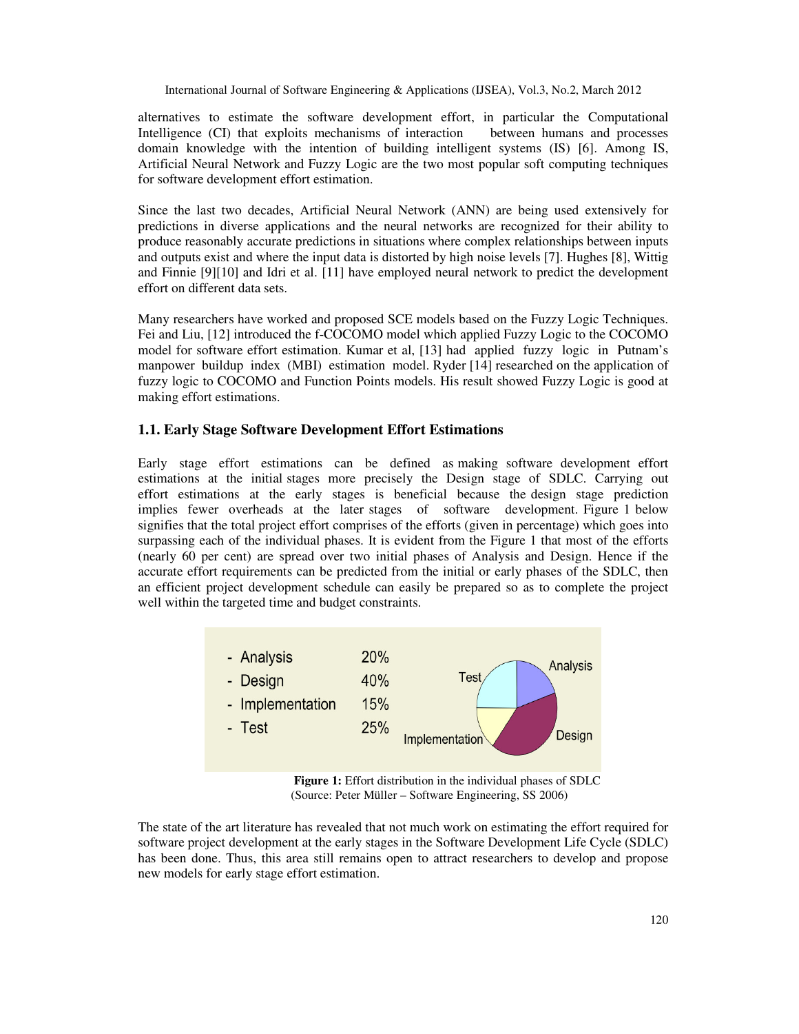alternatives to estimate the software development effort, in particular the Computational Intelligence (CI) that exploits mechanisms of interaction between humans and processes domain knowledge with the intention of building intelligent systems (IS) [6]. Among IS, Artificial Neural Network and Fuzzy Logic are the two most popular soft computing techniques for software development effort estimation.

Since the last two decades, Artificial Neural Network (ANN) are being used extensively for predictions in diverse applications and the neural networks are recognized for their ability to produce reasonably accurate predictions in situations where complex relationships between inputs and outputs exist and where the input data is distorted by high noise levels [7]. Hughes [8], Wittig and Finnie [9][10] and Idri et al. [11] have employed neural network to predict the development effort on different data sets.

Many researchers have worked and proposed SCE models based on the Fuzzy Logic Techniques. Fei and Liu, [12] introduced the f-COCOMO model which applied Fuzzy Logic to the COCOMO model for software effort estimation. Kumar et al, [13] had applied fuzzy logic in Putnam's manpower buildup index (MBI) estimation model. Ryder [14] researched on the application of fuzzy logic to COCOMO and Function Points models. His result showed Fuzzy Logic is good at making effort estimations.

### 1.1. Early Stage Software Development Effort Estimations

Early stage effort estimations can be defined as making software development effort estimations at the initial stages more precisely the Design stage of SDLC. Carrying out effort estimations at the early stages is beneficial because the design stage prediction implies fewer overheads at the later stages of software development. Figure 1 below signifies that the total project effort comprises of the efforts (given in percentage) which goes into surpassing each of the individual phases. It is evident from the Figure 1 that most of the efforts (nearly 60 per cent) are spread over two initial phases of Analysis and Design. Hence if the accurate effort requirements can be predicted from the initial or early phases of the SDLC, then an efficient project development schedule can easily be prepared so as to complete the project well within the targeted time and budget constraints.

- Analysis 20%
- Design 40%
- Implementation 15%
- Test 25%

**Figure 1:** Effort distribution in the individual phases of SDLC
(Source: Peter Müller – Software Engineering, SS 2006)

The state of the art literature has revealed that not much work on estimating the effort required for software project development at the early stages in the Software Development Life Cycle (SDLC) has been done. Thus, this area still remains open to attract researchers to develop and propose new models for early stage effort estimation.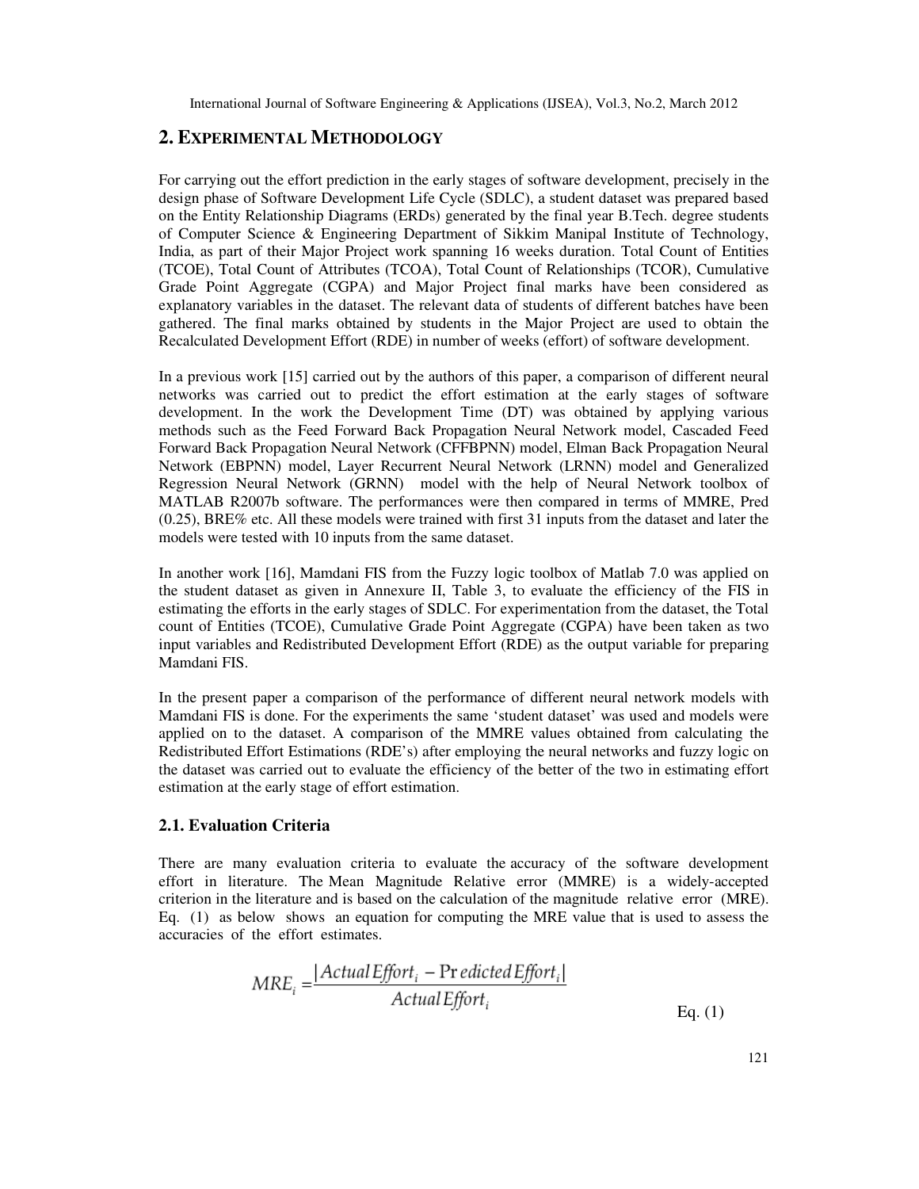## 2. EXPERIMENTAL METHODOLOGY

For carrying out the effort prediction in the early stages of software development, precisely in the design phase of Software Development Life Cycle (SDLC), a student dataset was prepared based on the Entity Relationship Diagrams (ERDs) generated by the final year B.Tech. degree students of Computer Science & Engineering Department of Sikkim Manipal Institute of Technology, India, as part of their Major Project work spanning 16 weeks duration. Total Count of Entities (TCOE), Total Count of Attributes (TCOA), Total Count of Relationships (TCOR), Cumulative Grade Point Aggregate (CGPA) and Major Project final marks have been considered as explanatory variables in the dataset. The relevant data of students of different batches have been gathered. The final marks obtained by students in the Major Project are used to obtain the Recalculated Development Effort (RDE) in number of weeks (effort) of software development.

In a previous work [15] carried out by the authors of this paper, a comparison of different neural networks was carried out to predict the effort estimation at the early stages of software development. In the work the Development Time (DT) was obtained by applying various methods such as the Feed Forward Back Propagation Neural Network model, Cascaded Feed Forward Back Propagation Neural Network (CFFBPNN) model, Elman Back Propagation Neural Network (EBPNN) model, Layer Recurrent Neural Network (LRNN) model and Generalized Regression Neural Network (GRNN) model with the help of Neural Network toolbox of MATLAB R2007b software. The performances were then compared in terms of MMRE, Pred (0.25), BRE% etc. All these models were trained with first 31 inputs from the dataset and later the models were tested with 10 inputs from the same dataset.

In another work [16], Mamdani FIS from the Fuzzy logic toolbox of Matlab 7.0 was applied on the student dataset as given in Annexure II, Table 3, to evaluate the efficiency of the FIS in estimating the efforts in the early stages of SDLC. For experimentation from the dataset, the Total count of Entities (TCOE), Cumulative Grade Point Aggregate (CGPA) have been taken as two input variables and Redistributed Development Effort (RDE) as the output variable for preparing Mamdani FIS.

In the present paper a comparison of the performance of different neural network models with Mamdani FIS is done. For the experiments the same 'student dataset' was used and models were applied on to the dataset. A comparison of the MMRE values obtained from calculating the Redistributed Effort Estimations (RDE's) after employing the neural networks and fuzzy logic on the dataset was carried out to evaluate the efficiency of the better of the two in estimating effort estimation at the early stage of effort estimation.

### 2.1. Evaluation Criteria

There are many evaluation criteria to evaluate the accuracy of the software development effort in literature. The Mean Magnitude Relative error (MMRE) is a widely-accepted criterion in the literature and is based on the calculation of the magnitude relative error (MRE). Eq. (1) as below shows an equation for computing the MRE value that is used to assess the accuracies of the effort estimates.

$$MRE_i = \frac{|ActualEffort_i - PredictedEffort_i|}{ActualEffort_i} \qquad \text{Eq. (1)}$$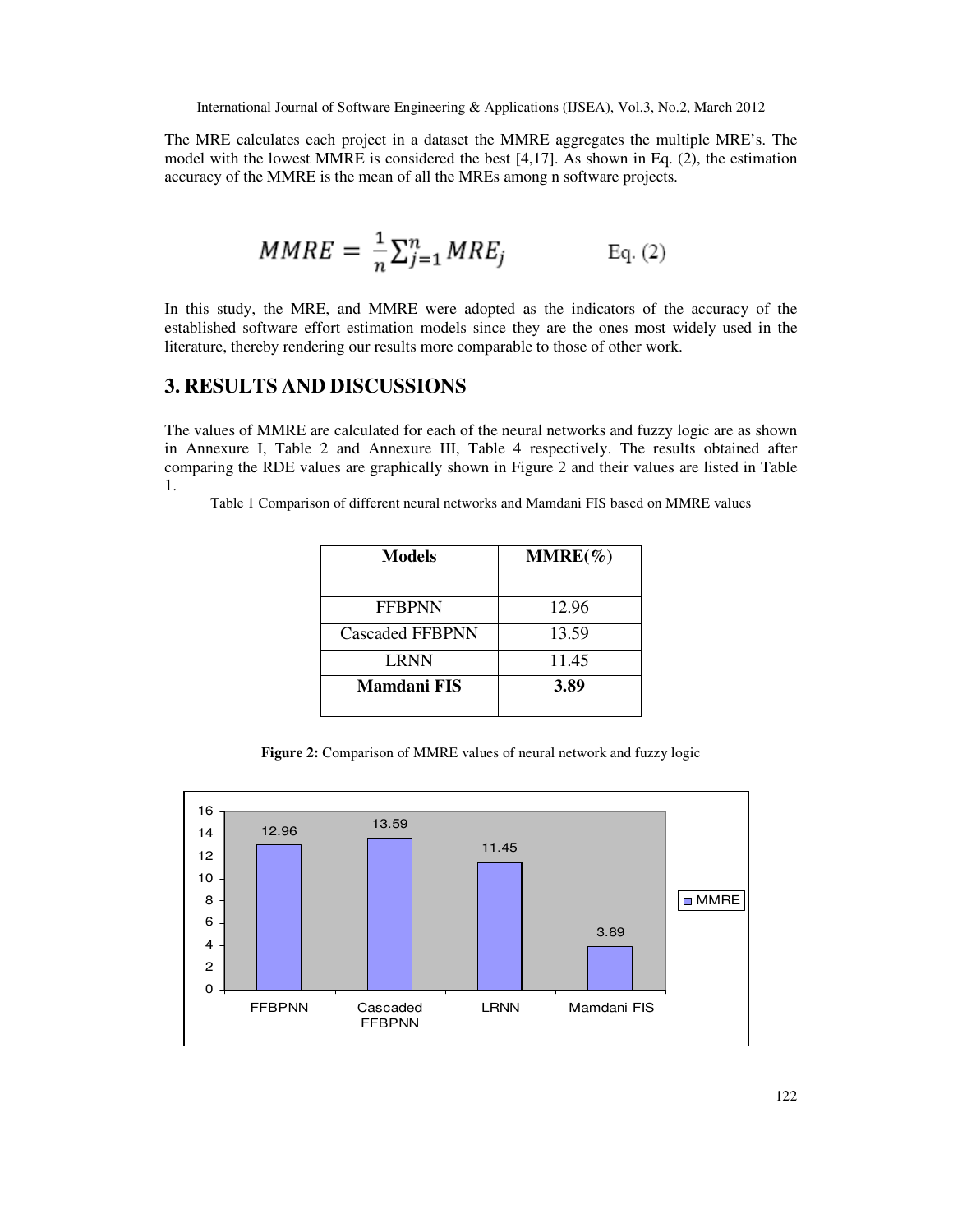The MRE calculates each project in a dataset the MMRE aggregates the multiple MRE's. The model with the lowest MMRE is considered the best [4,17]. As shown in Eq. (2), the estimation accuracy of the MMRE is the mean of all the MREs among n software projects.

$$MMRE = \frac{1}{n}\sum_{j=1}^{n} MRE_j \qquad \text{Eq. (2)}$$

In this study, the MRE, and MMRE were adopted as the indicators of the accuracy of the established software effort estimation models since they are the ones most widely used in the literature, thereby rendering our results more comparable to those of other work.

## 3. RESULTS AND DISCUSSIONS

The values of MMRE are calculated for each of the neural networks and fuzzy logic are as shown in Annexure I, Table 2 and Annexure III, Table 4 respectively. The results obtained after comparing the RDE values are graphically shown in Figure 2 and their values are listed in Table 1.

Table 1 Comparison of different neural networks and Mamdani FIS based on MMRE values

| Models | MMRE(%) |
|---|---|
| FFBPNN | 12.96 |
| Cascaded FFBPNN | 13.59 |
| LRNN | 11.45 |
| **Mamdani FIS** | **3.89** |

**Figure 2:** Comparison of MMRE values of neural network and fuzzy logic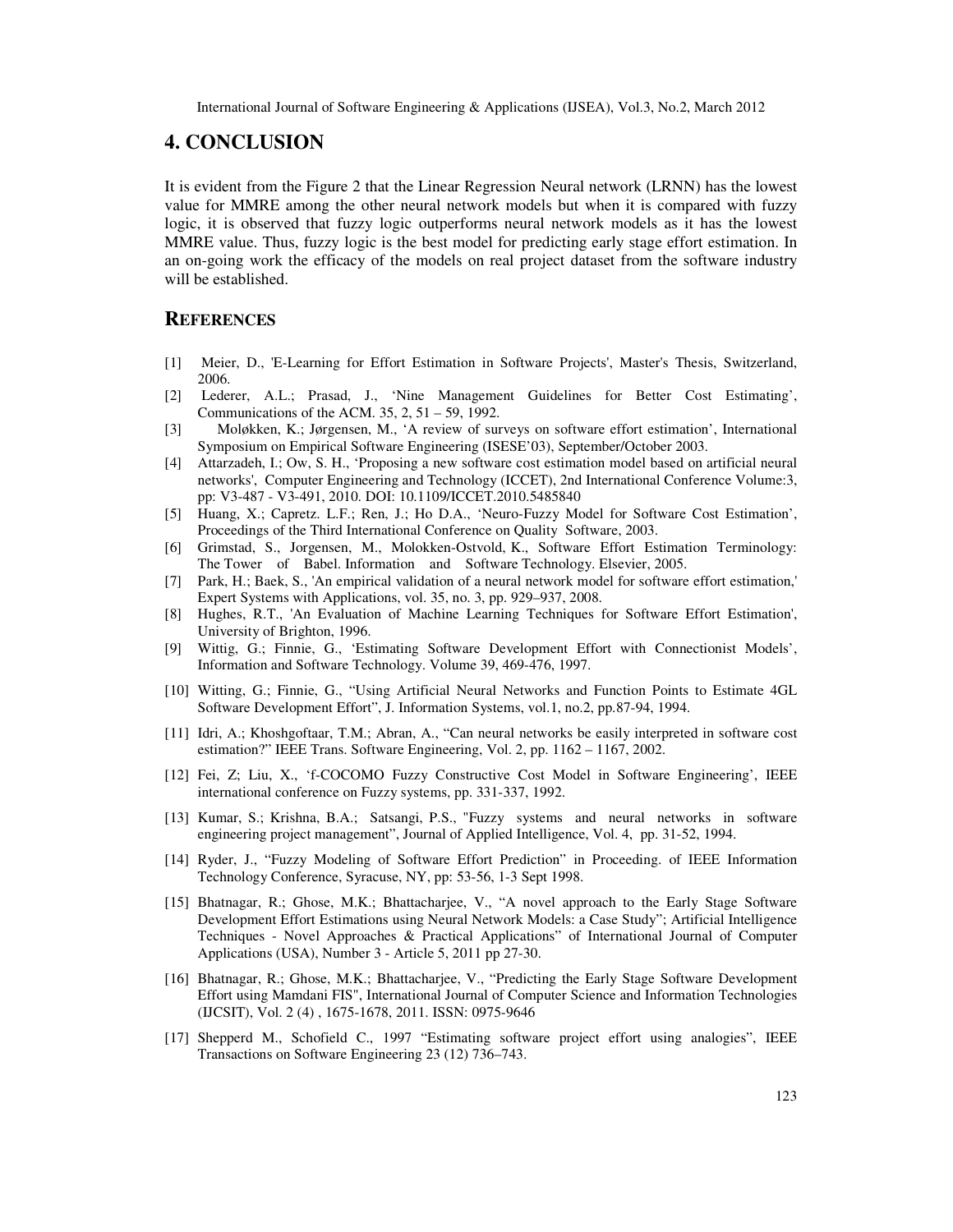## 4. CONCLUSION

It is evident from the Figure 2 that the Linear Regression Neural network (LRNN) has the lowest value for MMRE among the other neural network models but when it is compared with fuzzy logic, it is observed that fuzzy logic outperforms neural network models as it has the lowest MMRE value. Thus, fuzzy logic is the best model for predicting early stage effort estimation. In an on-going work the efficacy of the models on real project dataset from the software industry will be established.

## REFERENCES

[1] Meier, D., 'E-Learning for Effort Estimation in Software Projects', Master's Thesis, Switzerland, 2006.

[2] Lederer, A.L.; Prasad, J., 'Nine Management Guidelines for Better Cost Estimating', Communications of the ACM. 35, 2, 51 – 59, 1992.

[3] Moløkken, K.; Jørgensen, M., 'A review of surveys on software effort estimation', International Symposium on Empirical Software Engineering (ISESE'03), September/October 2003.

[4] Attarzadeh, I.; Ow, S. H., 'Proposing a new software cost estimation model based on artificial neural networks', Computer Engineering and Technology (ICCET), 2nd International Conference Volume:3, pp: V3-487 - V3-491, 2010. DOI: 10.1109/ICCET.2010.5485840

[5] Huang, X.; Capretz. L.F.; Ren, J.; Ho D.A., 'Neuro-Fuzzy Model for Software Cost Estimation', Proceedings of the Third International Conference on Quality Software, 2003.

[6] Grimstad, S., Jorgensen, M., Molokken-Ostvold, K., Software Effort Estimation Terminology: The Tower of Babel. Information and Software Technology. Elsevier, 2005.

[7] Park, H.; Baek, S., 'An empirical validation of a neural network model for software effort estimation,' Expert Systems with Applications, vol. 35, no. 3, pp. 929–937, 2008.

[8] Hughes, R.T., 'An Evaluation of Machine Learning Techniques for Software Effort Estimation', University of Brighton, 1996.

[9] Wittig, G.; Finnie, G., 'Estimating Software Development Effort with Connectionist Models', Information and Software Technology. Volume 39, 469-476, 1997.

[10] Witting, G.; Finnie, G., "Using Artificial Neural Networks and Function Points to Estimate 4GL Software Development Effort", J. Information Systems, vol.1, no.2, pp.87-94, 1994.

[11] Idri, A.; Khoshgoftaar, T.M.; Abran, A., "Can neural networks be easily interpreted in software cost estimation?" IEEE Trans. Software Engineering, Vol. 2, pp. 1162 – 1167, 2002.

[12] Fei, Z; Liu, X., 'f-COCOMO Fuzzy Constructive Cost Model in Software Engineering', IEEE international conference on Fuzzy systems, pp. 331-337, 1992.

[13] Kumar, S.; Krishna, B.A.; Satsangi, P.S., "Fuzzy systems and neural networks in software engineering project management", Journal of Applied Intelligence, Vol. 4, pp. 31-52, 1994.

[14] Ryder, J., "Fuzzy Modeling of Software Effort Prediction" in Proceeding. of IEEE Information Technology Conference, Syracuse, NY, pp: 53-56, 1-3 Sept 1998.

[15] Bhatnagar, R.; Ghose, M.K.; Bhattacharjee, V., "A novel approach to the Early Stage Software Development Effort Estimations using Neural Network Models: a Case Study"; Artificial Intelligence Techniques - Novel Approaches & Practical Applications" of International Journal of Computer Applications (USA), Number 3 - Article 5, 2011 pp 27-30.

[16] Bhatnagar, R.; Ghose, M.K.; Bhattacharjee, V., "Predicting the Early Stage Software Development Effort using Mamdani FIS", International Journal of Computer Science and Information Technologies (IJCSIT), Vol. 2 (4) , 1675-1678, 2011. ISSN: 0975-9646

[17] Shepperd M., Schofield C., 1997 "Estimating software project effort using analogies", IEEE Transactions on Software Engineering 23 (12) 736–743.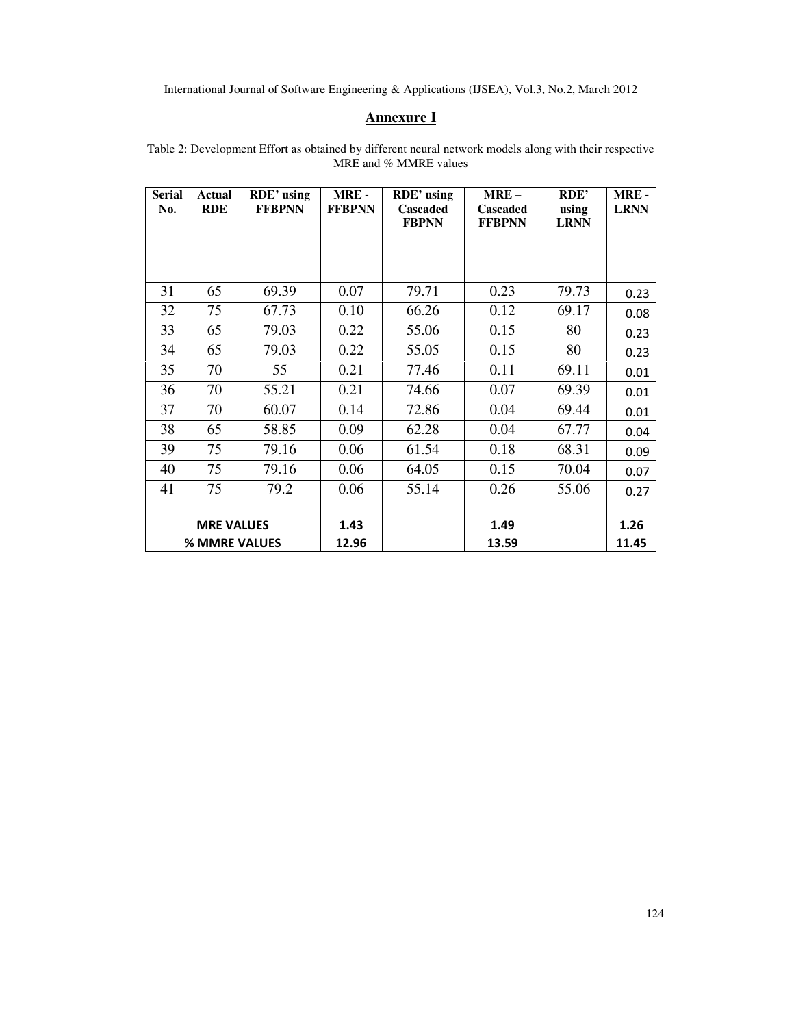## Annexure I

Table 2: Development Effort as obtained by different neural network models along with their respective MRE and % MMRE values

| Serial No. | Actual RDE | RDE' using FFBPNN | MRE - FFBPNN | RDE' using Cascaded FBPNN | MRE – Cascaded FFBPNN | RDE' using LRNN | MRE - LRNN |
|---|---|---|---|---|---|---|---|
| 31 | 65 | 69.39 | 0.07 | 79.71 | 0.23 | 79.73 | 0.23 |
| 32 | 75 | 67.73 | 0.10 | 66.26 | 0.12 | 69.17 | 0.08 |
| 33 | 65 | 79.03 | 0.22 | 55.06 | 0.15 | 80 | 0.23 |
| 34 | 65 | 79.03 | 0.22 | 55.05 | 0.15 | 80 | 0.23 |
| 35 | 70 | 55 | 0.21 | 77.46 | 0.11 | 69.11 | 0.01 |
| 36 | 70 | 55.21 | 0.21 | 74.66 | 0.07 | 69.39 | 0.01 |
| 37 | 70 | 60.07 | 0.14 | 72.86 | 0.04 | 69.44 | 0.01 |
| 38 | 65 | 58.85 | 0.09 | 62.28 | 0.04 | 67.77 | 0.04 |
| 39 | 75 | 79.16 | 0.06 | 61.54 | 0.18 | 68.31 | 0.09 |
| 40 | 75 | 79.16 | 0.06 | 64.05 | 0.15 | 70.04 | 0.07 |
| 41 | 75 | 79.2 | 0.06 | 55.14 | 0.26 | 55.06 | 0.27 |
| **MRE VALUES** | | | **1.43** | | **1.49** | | **1.26** |
| **% MMRE VALUES** | | | **12.96** | | **13.59** | | **11.45** |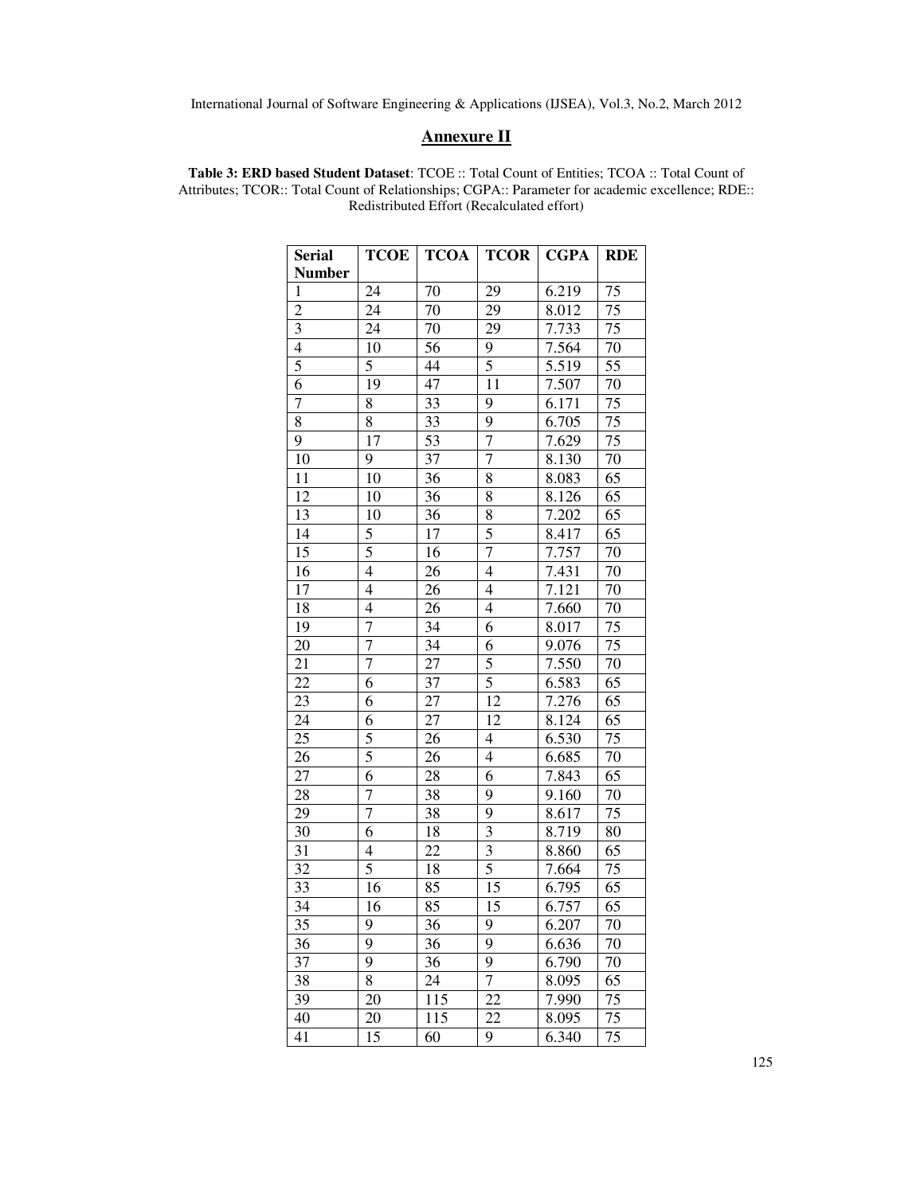## Annexure II

**Table 3: ERD based Student Dataset**: TCOE :: Total Count of Entities; TCOA :: Total Count of Attributes; TCOR:: Total Count of Relationships; CGPA:: Parameter for academic excellence; RDE:: Redistributed Effort (Recalculated effort)

| Serial Number | TCOE | TCOA | TCOR | CGPA | RDE |
|---|---|---|---|---|---|
| 1 | 24 | 70 | 29 | 6.219 | 75 |
| 2 | 24 | 70 | 29 | 8.012 | 75 |
| 3 | 24 | 70 | 29 | 7.733 | 75 |
| 4 | 10 | 56 | 9 | 7.564 | 70 |
| 5 | 5 | 44 | 5 | 5.519 | 55 |
| 6 | 19 | 47 | 11 | 7.507 | 70 |
| 7 | 8 | 33 | 9 | 6.171 | 75 |
| 8 | 8 | 33 | 9 | 6.705 | 75 |
| 9 | 17 | 53 | 7 | 7.629 | 75 |
| 10 | 9 | 37 | 7 | 8.130 | 70 |
| 11 | 10 | 36 | 8 | 8.083 | 65 |
| 12 | 10 | 36 | 8 | 8.126 | 65 |
| 13 | 10 | 36 | 8 | 7.202 | 65 |
| 14 | 5 | 17 | 5 | 8.417 | 65 |
| 15 | 5 | 16 | 7 | 7.757 | 70 |
| 16 | 4 | 26 | 4 | 7.431 | 70 |
| 17 | 4 | 26 | 4 | 7.121 | 70 |
| 18 | 4 | 26 | 4 | 7.660 | 70 |
| 19 | 7 | 34 | 6 | 8.017 | 75 |
| 20 | 7 | 34 | 6 | 9.076 | 75 |
| 21 | 7 | 27 | 5 | 7.550 | 70 |
| 22 | 6 | 37 | 5 | 6.583 | 65 |
| 23 | 6 | 27 | 12 | 7.276 | 65 |
| 24 | 6 | 27 | 12 | 8.124 | 65 |
| 25 | 5 | 26 | 4 | 6.530 | 75 |
| 26 | 5 | 26 | 4 | 6.685 | 70 |
| 27 | 6 | 28 | 6 | 7.843 | 65 |
| 28 | 7 | 38 | 9 | 9.160 | 70 |
| 29 | 7 | 38 | 9 | 8.617 | 75 |
| 30 | 6 | 18 | 3 | 8.719 | 80 |
| 31 | 4 | 22 | 3 | 8.860 | 65 |
| 32 | 5 | 18 | 5 | 7.664 | 75 |
| 33 | 16 | 85 | 15 | 6.795 | 65 |
| 34 | 16 | 85 | 15 | 6.757 | 65 |
| 35 | 9 | 36 | 9 | 6.207 | 70 |
| 36 | 9 | 36 | 9 | 6.636 | 70 |
| 37 | 9 | 36 | 9 | 6.790 | 70 |
| 38 | 8 | 24 | 7 | 8.095 | 65 |
| 39 | 20 | 115 | 22 | 7.990 | 75 |
| 40 | 20 | 115 | 22 | 8.095 | 75 |
| 41 | 15 | 60 | 9 | 6.340 | 75 |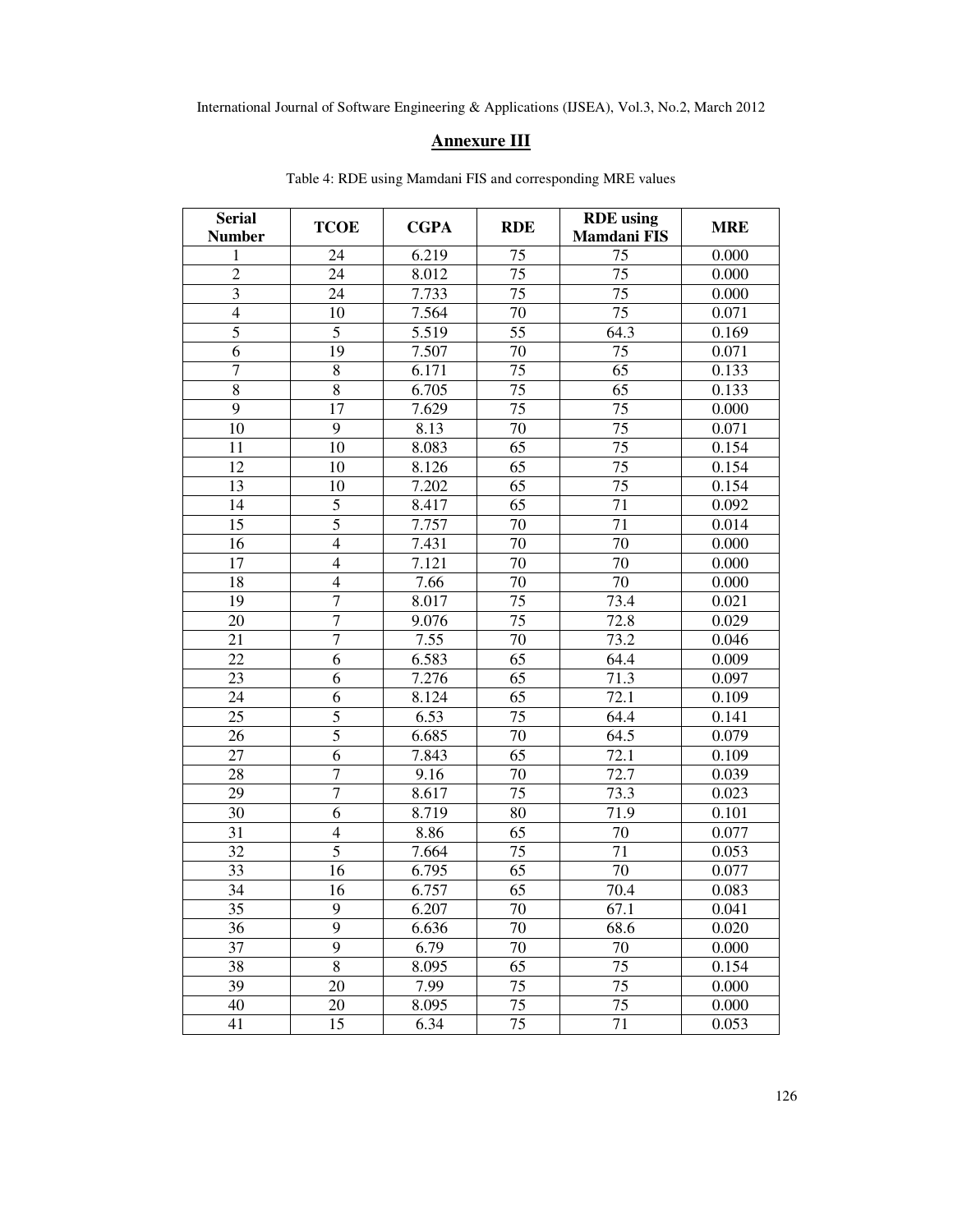## Annexure III

Table 4: RDE using Mamdani FIS and corresponding MRE values

| Serial Number | TCOE | CGPA | RDE | RDE using Mamdani FIS | MRE |
|---|---|---|---|---|---|
| 1 | 24 | 6.219 | 75 | 75 | 0.000 |
| 2 | 24 | 8.012 | 75 | 75 | 0.000 |
| 3 | 24 | 7.733 | 75 | 75 | 0.000 |
| 4 | 10 | 7.564 | 70 | 75 | 0.071 |
| 5 | 5 | 5.519 | 55 | 64.3 | 0.169 |
| 6 | 19 | 7.507 | 70 | 75 | 0.071 |
| 7 | 8 | 6.171 | 75 | 65 | 0.133 |
| 8 | 8 | 6.705 | 75 | 65 | 0.133 |
| 9 | 17 | 7.629 | 75 | 75 | 0.000 |
| 10 | 9 | 8.13 | 70 | 75 | 0.071 |
| 11 | 10 | 8.083 | 65 | 75 | 0.154 |
| 12 | 10 | 8.126 | 65 | 75 | 0.154 |
| 13 | 10 | 7.202 | 65 | 75 | 0.154 |
| 14 | 5 | 8.417 | 65 | 71 | 0.092 |
| 15 | 5 | 7.757 | 70 | 71 | 0.014 |
| 16 | 4 | 7.431 | 70 | 70 | 0.000 |
| 17 | 4 | 7.121 | 70 | 70 | 0.000 |
| 18 | 4 | 7.66 | 70 | 70 | 0.000 |
| 19 | 7 | 8.017 | 75 | 73.4 | 0.021 |
| 20 | 7 | 9.076 | 75 | 72.8 | 0.029 |
| 21 | 7 | 7.55 | 70 | 73.2 | 0.046 |
| 22 | 6 | 6.583 | 65 | 64.4 | 0.009 |
| 23 | 6 | 7.276 | 65 | 71.3 | 0.097 |
| 24 | 6 | 8.124 | 65 | 72.1 | 0.109 |
| 25 | 5 | 6.53 | 75 | 64.4 | 0.141 |
| 26 | 5 | 6.685 | 70 | 64.5 | 0.079 |
| 27 | 6 | 7.843 | 65 | 72.1 | 0.109 |
| 28 | 7 | 9.16 | 70 | 72.7 | 0.039 |
| 29 | 7 | 8.617 | 75 | 73.3 | 0.023 |
| 30 | 6 | 8.719 | 80 | 71.9 | 0.101 |
| 31 | 4 | 8.86 | 65 | 70 | 0.077 |
| 32 | 5 | 7.664 | 75 | 71 | 0.053 |
| 33 | 16 | 6.795 | 65 | 70 | 0.077 |
| 34 | 16 | 6.757 | 65 | 70.4 | 0.083 |
| 35 | 9 | 6.207 | 70 | 67.1 | 0.041 |
| 36 | 9 | 6.636 | 70 | 68.6 | 0.020 |
| 37 | 9 | 6.79 | 70 | 70 | 0.000 |
| 38 | 8 | 8.095 | 65 | 75 | 0.154 |
| 39 | 20 | 7.99 | 75 | 75 | 0.000 |
| 40 | 20 | 8.095 | 75 | 75 | 0.000 |
| 41 | 15 | 6.34 | 75 | 71 | 0.053 |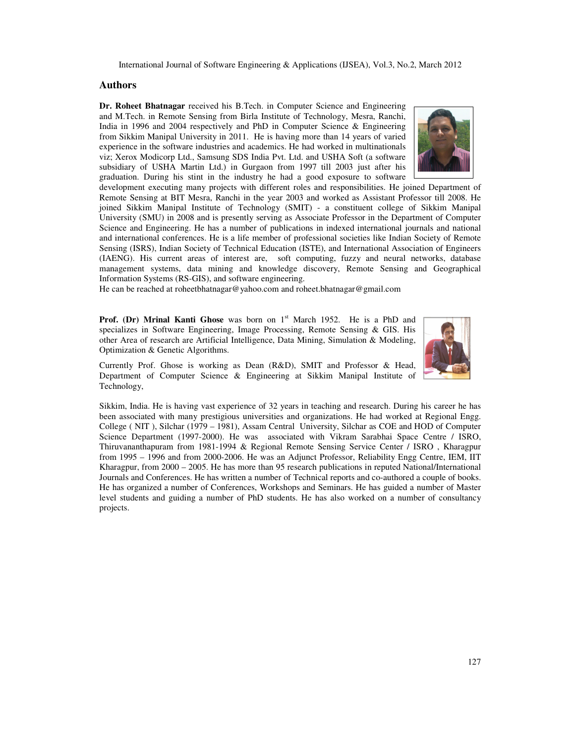## Authors

**Dr. Roheet Bhatnagar** received his B.Tech. in Computer Science and Engineering and M.Tech. in Remote Sensing from Birla Institute of Technology, Mesra, Ranchi, India in 1996 and 2004 respectively and PhD in Computer Science & Engineering from Sikkim Manipal University in 2011. He is having more than 14 years of varied experience in the software industries and academics. He had worked in multinationals viz; Xerox Modicorp Ltd., Samsung SDS India Pvt. Ltd. and USHA Soft (a software subsidiary of USHA Martin Ltd.) in Gurgaon from 1997 till 2003 just after his graduation. During his stint in the industry he had a good exposure to software development executing many projects with different roles and responsibilities. He joined Department of Remote Sensing at BIT Mesra, Ranchi in the year 2003 and worked as Assistant Professor till 2008. He joined Sikkim Manipal Institute of Technology (SMIT) - a constituent college of Sikkim Manipal University (SMU) in 2008 and is presently serving as Associate Professor in the Department of Computer Science and Engineering. He has a number of publications in indexed international journals and national and international conferences. He is a life member of professional societies like Indian Society of Remote Sensing (ISRS), Indian Society of Technical Education (ISTE), and International Association of Engineers (IAENG). His current areas of interest are, soft computing, fuzzy and neural networks, database management systems, data mining and knowledge discovery, Remote Sensing and Geographical Information Systems (RS-GIS), and software engineering.

He can be reached at roheetbhatnagar@yahoo.com and roheet.bhatnagar@gmail.com

**Prof. (Dr) Mrinal Kanti Ghose** was born on 1st March 1952. He is a PhD and specializes in Software Engineering, Image Processing, Remote Sensing & GIS. His other Area of research are Artificial Intelligence, Data Mining, Simulation & Modeling, Optimization & Genetic Algorithms.

Currently Prof. Ghose is working as Dean (R&D), SMIT and Professor & Head, Department of Computer Science & Engineering at Sikkim Manipal Institute of Technology, Sikkim, India. He is having vast experience of 32 years in teaching and research. During his career he has been associated with many prestigious universities and organizations. He had worked at Regional Engg. College ( NIT ), Silchar (1979 – 1981), Assam Central University, Silchar as COE and HOD of Computer Science Department (1997-2000). He was associated with Vikram Sarabhai Space Centre / ISRO, Thiruvananthapuram from 1981-1994 & Regional Remote Sensing Service Center / ISRO , Kharagpur from 1995 – 1996 and from 2000-2006. He was an Adjunct Professor, Reliability Engg Centre, IEM, IIT Kharagpur, from 2000 – 2005. He has more than 95 research publications in reputed National/International Journals and Conferences. He has written a number of Technical reports and co-authored a couple of books. He has organized a number of Conferences, Workshops and Seminars. He has guided a number of Master level students and guiding a number of PhD students. He has also worked on a number of consultancy projects.